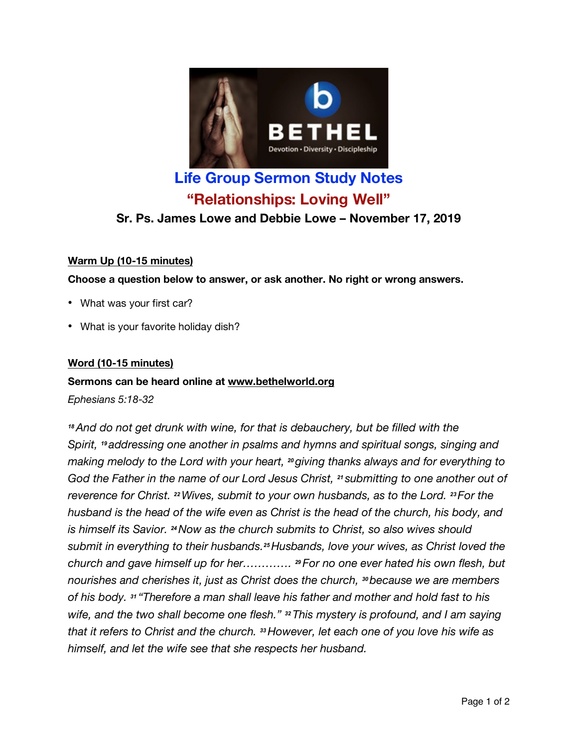# Life Group Sermon Study Notes

## "Relationships: Loving Well"

### Sr. Ps. James Lowe and Debbie Lowe – November 17, 2019

**Warm Up (10-15 minutes)**

**Choose a question below to answer, or ask another. No right or wrong answers.**

- What was your first car?
- What is your favorite holiday dish?

**Word (10-15 minutes)**

**Sermons can be heard online at www.bethelworld.org**

*Ephesians 5:18-32*

*[18] And do not get drunk with wine, for that is debauchery, but be filled with the Spirit, [19] addressing one another in psalms and hymns and spiritual songs, singing and making melody to the Lord with your heart, [20] giving thanks always and for everything to God the Father in the name of our Lord Jesus Christ, [21] submitting to one another out of reverence for Christ. [22] Wives, submit to your own husbands, as to the Lord. [23] For the husband is the head of the wife even as Christ is the head of the church, his body, and is himself its Savior. [24] Now as the church submits to Christ, so also wives should submit in everything to their husbands. [25] Husbands, love your wives, as Christ loved the church and gave himself up for her…………. [29] For no one ever hated his own flesh, but nourishes and cherishes it, just as Christ does the church, [30] because we are members of his body. [31] "Therefore a man shall leave his father and mother and hold fast to his wife, and the two shall become one flesh." [32] This mystery is profound, and I am saying that it refers to Christ and the church. [33] However, let each one of you love his wife as himself, and let the wife see that she respects her husband.*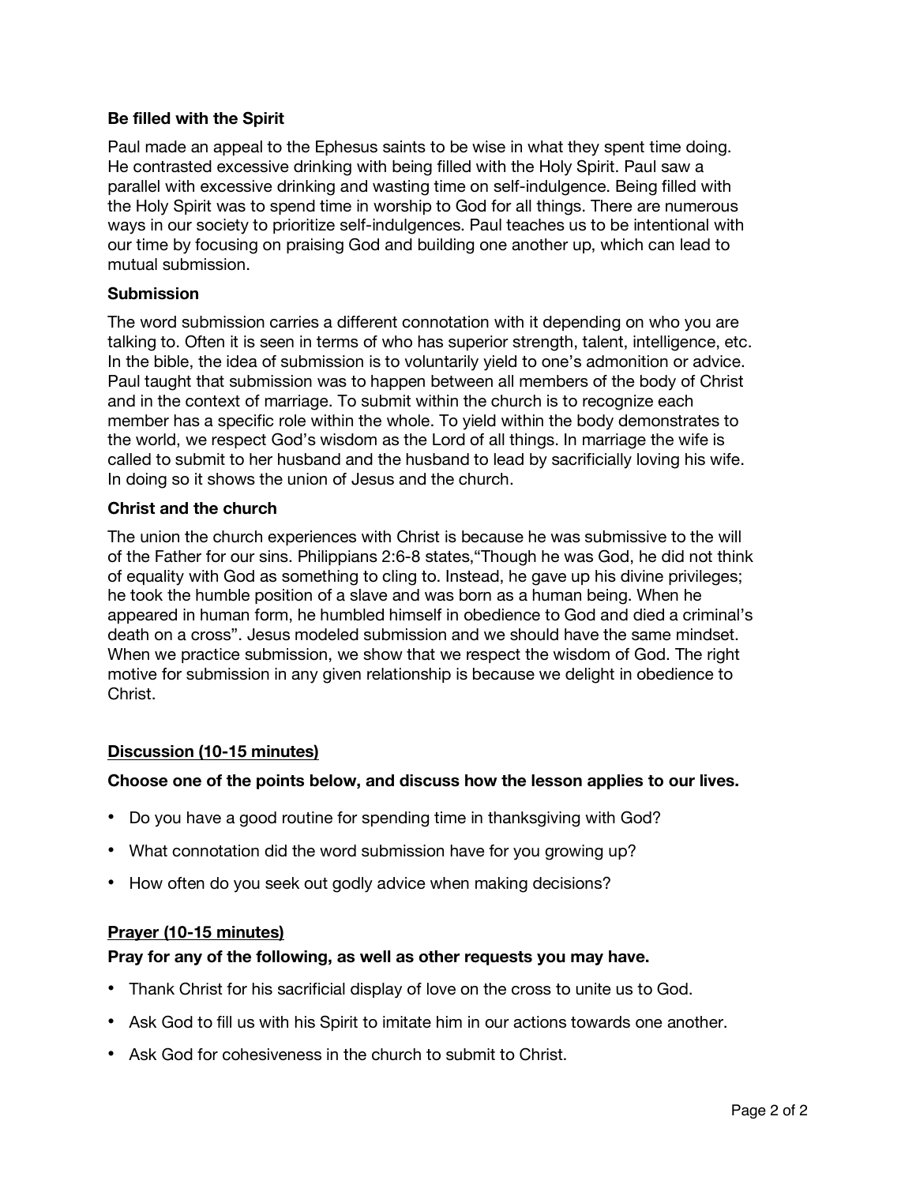**Be filled with the Spirit**

Paul made an appeal to the Ephesus saints to be wise in what they spent time doing. He contrasted excessive drinking with being filled with the Holy Spirit. Paul saw a parallel with excessive drinking and wasting time on self-indulgence. Being filled with the Holy Spirit was to spend time in worship to God for all things. There are numerous ways in our society to prioritize self-indulgences. Paul teaches us to be intentional with our time by focusing on praising God and building one another up, which can lead to mutual submission.

**Submission**

The word submission carries a different connotation with it depending on who you are talking to. Often it is seen in terms of who has superior strength, talent, intelligence, etc. In the bible, the idea of submission is to voluntarily yield to one's admonition or advice. Paul taught that submission was to happen between all members of the body of Christ and in the context of marriage. To submit within the church is to recognize each member has a specific role within the whole. To yield within the body demonstrates to the world, we respect God's wisdom as the Lord of all things. In marriage the wife is called to submit to her husband and the husband to lead by sacrificially loving his wife. In doing so it shows the union of Jesus and the church.

**Christ and the church**

The union the church experiences with Christ is because he was submissive to the will of the Father for our sins. Philippians 2:6-8 states,"Though he was God, he did not think of equality with God as something to cling to. Instead, he gave up his divine privileges; he took the humble position of a slave and was born as a human being. When he appeared in human form, he humbled himself in obedience to God and died a criminal's death on a cross". Jesus modeled submission and we should have the same mindset. When we practice submission, we show that we respect the wisdom of God. The right motive for submission in any given relationship is because we delight in obedience to Christ.

**<u>Discussion (10-15 minutes)</u>**

**Choose one of the points below, and discuss how the lesson applies to our lives.**

- Do you have a good routine for spending time in thanksgiving with God?
- What connotation did the word submission have for you growing up?
- How often do you seek out godly advice when making decisions?

**<u>Prayer (10-15 minutes)</u>**

**Pray for any of the following, as well as other requests you may have.**

- Thank Christ for his sacrificial display of love on the cross to unite us to God.
- Ask God to fill us with his Spirit to imitate him in our actions towards one another.
- Ask God for cohesiveness in the church to submit to Christ.